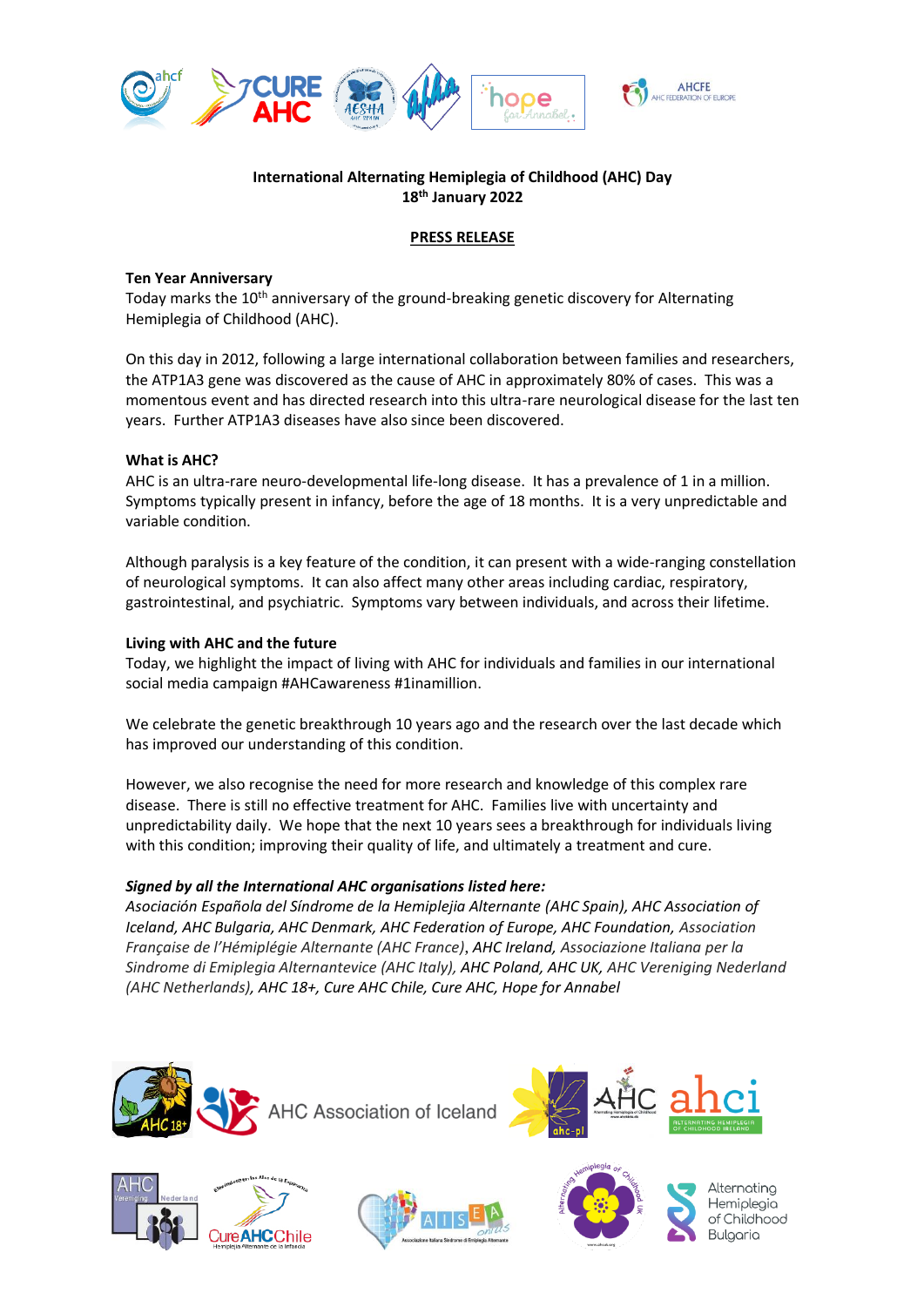**International Alternating Hemiplegia of Childhood (AHC) Day**
**18th January 2022**

**PRESS RELEASE**

**Ten Year Anniversary**

Today marks the 10th anniversary of the ground-breaking genetic discovery for Alternating Hemiplegia of Childhood (AHC).

On this day in 2012, following a large international collaboration between families and researchers, the ATP1A3 gene was discovered as the cause of AHC in approximately 80% of cases. This was a momentous event and has directed research into this ultra-rare neurological disease for the last ten years. Further ATP1A3 diseases have also since been discovered.

**What is AHC?**

AHC is an ultra-rare neuro-developmental life-long disease. It has a prevalence of 1 in a million. Symptoms typically present in infancy, before the age of 18 months. It is a very unpredictable and variable condition.

Although paralysis is a key feature of the condition, it can present with a wide-ranging constellation of neurological symptoms. It can also affect many other areas including cardiac, respiratory, gastrointestinal, and psychiatric. Symptoms vary between individuals, and across their lifetime.

**Living with AHC and the future**

Today, we highlight the impact of living with AHC for individuals and families in our international social media campaign #AHCawareness #1inamillion.

We celebrate the genetic breakthrough 10 years ago and the research over the last decade which has improved our understanding of this condition.

However, we also recognise the need for more research and knowledge of this complex rare disease. There is still no effective treatment for AHC. Families live with uncertainty and unpredictability daily. We hope that the next 10 years sees a breakthrough for individuals living with this condition; improving their quality of life, and ultimately a treatment and cure.

***Signed by all the International AHC organisations listed here:***

*Asociación Española del Síndrome de la Hemiplejia Alternante (AHC Spain), AHC Association of Iceland, AHC Bulgaria, AHC Denmark, AHC Federation of Europe, AHC Foundation, Association Française de l'Hémiplégie Alternante (AHC France), AHC Ireland, Associazione Italiana per la Sindrome di Emiplegia Alternantevice (AHC Italy), AHC Poland, AHC UK, AHC Vereniging Nederland (AHC Netherlands), AHC 18+, Cure AHC Chile, Cure AHC, Hope for Annabel*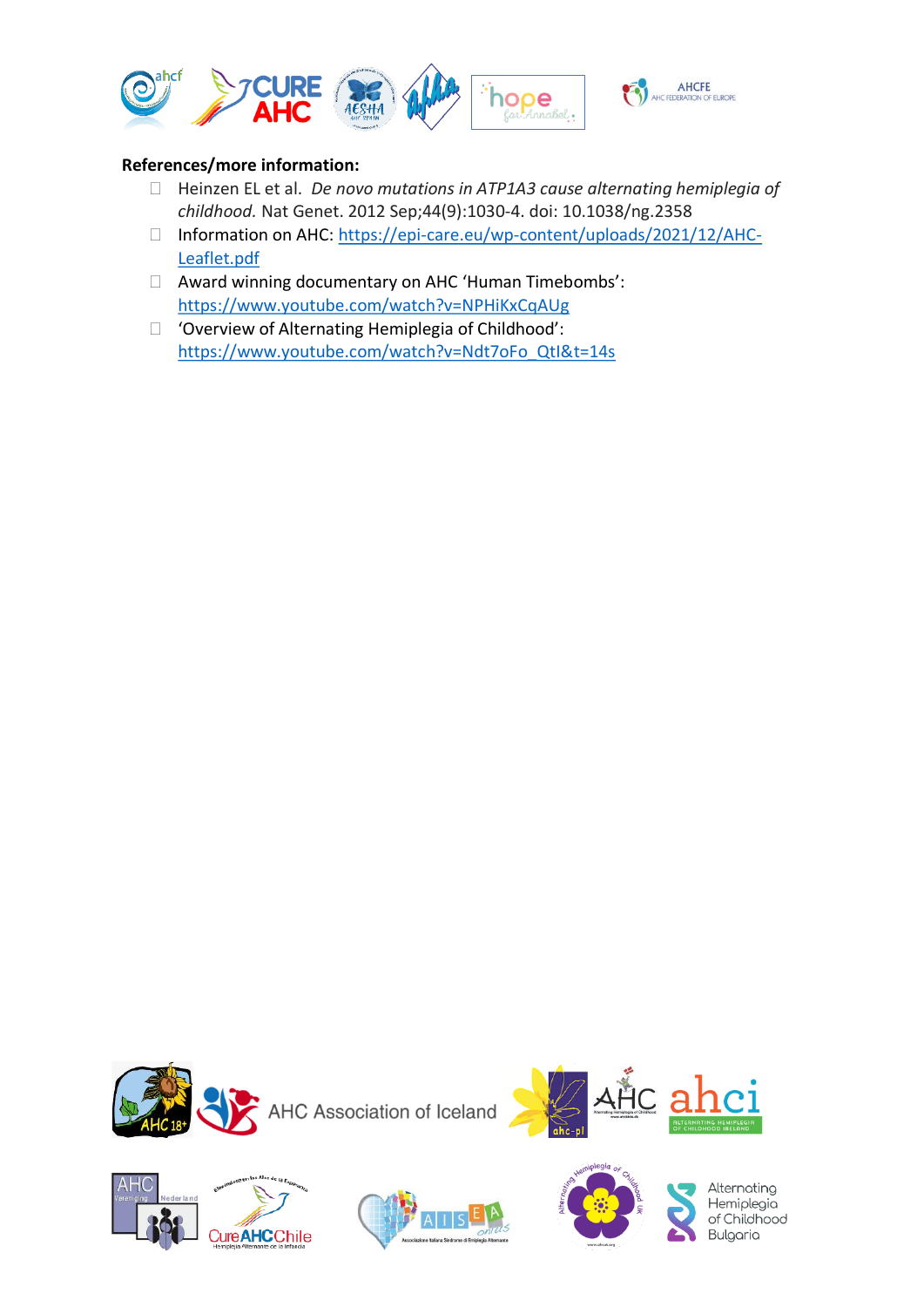**References/more information:**

- Heinzen EL et al. *De novo mutations in ATP1A3 cause alternating hemiplegia of childhood.* Nat Genet. 2012 Sep;44(9):1030-4. doi: 10.1038/ng.2358
- Information on AHC: https://epi-care.eu/wp-content/uploads/2021/12/AHC-Leaflet.pdf
- Award winning documentary on AHC 'Human Timebombs': https://www.youtube.com/watch?v=NPHiKxCqAUg
- 'Overview of Alternating Hemiplegia of Childhood': https://www.youtube.com/watch?v=Ndt7oFo_QtI&t=14s